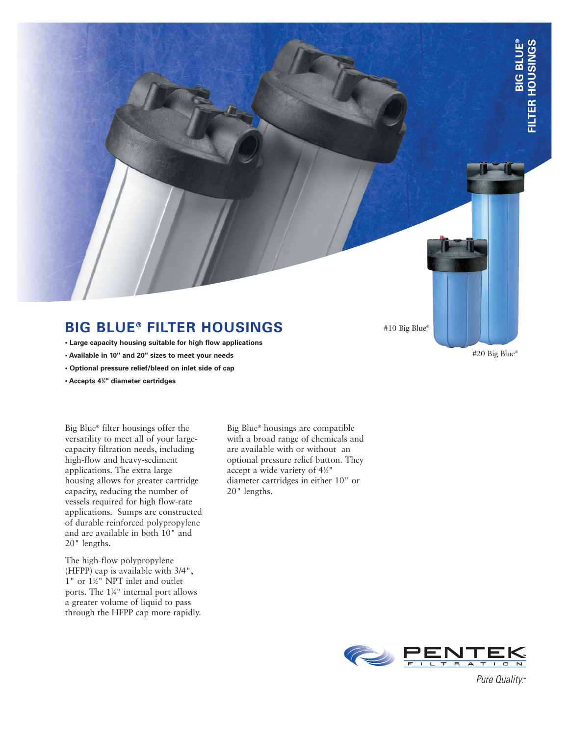# BIG BLUE® FILTER HOUSINGS

- **Large capacity housing suitable for high flow applications**
- **Available in 10" and 20" sizes to meet your needs**
- **Optional pressure relief/bleed on inlet side of cap**
- **Accepts 4½" diameter cartridges**

#10 Big Blue®

#20 Big Blue®

Big Blue® filter housings offer the versatility to meet all of your large-capacity filtration needs, including high-flow and heavy-sediment applications. The extra large housing allows for greater cartridge capacity, reducing the number of vessels required for high flow-rate applications. Sumps are constructed of durable reinforced polypropylene and are available in both 10" and 20" lengths.

The high-flow polypropylene (HFPP) cap is available with 3/4", 1" or 1½" NPT inlet and outlet ports. The 1¼" internal port allows a greater volume of liquid to pass through the HFPP cap more rapidly.

Big Blue® housings are compatible with a broad range of chemicals and are available with or without an optional pressure relief button. They accept a wide variety of 4½" diameter cartridges in either 10" or 20" lengths.

PENTEK FILTRATION

*Pure Quality.*™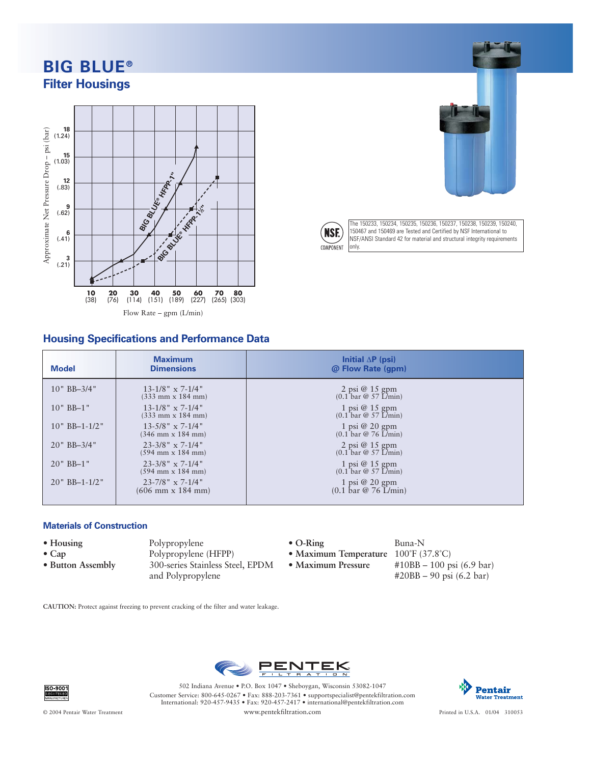# BIG BLUE®

## Filter Housings

Approximate Net Pressure Drop – psi (bar)

18 (1.24)
15 (1.03)
12 (.83)
9 (.62)
6 (.41)
3 (.21)

BIG BLUE® HFPP-1"
BIG BLUE® HFPP-1½"

10 (38)
20 (76)
30 (114)
40 (151)
50 (189)
60 (227)
70 (265)
80 (303)

Flow Rate – gpm (L/min)

NSF COMPONENT

The 150233, 150234, 150235, 150236, 150237, 150238, 150239, 150240, 150467 and 150469 are Tested and Certified by NSF International to NSF/ANSI Standard 42 for material and structural integrity requirements only.

## Housing Specifications and Performance Data

| Model | Maximum Dimensions | Initial ΔP (psi) @ Flow Rate (gpm) |
|---|---|---|
| 10" BB–3/4" | 13-1/8" x 7-1/4" (333 mm x 184 mm) | 2 psi @ 15 gpm (0.1 bar @ 57 L/min) |
| 10" BB–1" | 13-1/8" x 7-1/4" (333 mm x 184 mm) | 1 psi @ 15 gpm (0.1 bar @ 57 L/min) |
| 10" BB–1-1/2" | 13-5/8" x 7-1/4" (346 mm x 184 mm) | 1 psi @ 20 gpm (0.1 bar @ 76 L/min) |
| 20" BB–3/4" | 23-3/8" x 7-1/4" (594 mm x 184 mm) | 2 psi @ 15 gpm (0.1 bar @ 57 L/min) |
| 20" BB–1" | 23-3/8" x 7-1/4" (594 mm x 184 mm) | 1 psi @ 15 gpm (0.1 bar @ 57 L/min) |
| 20" BB–1-1/2" | 23-7/8" x 7-1/4" (606 mm x 184 mm) | 1 psi @ 20 gpm (0.1 bar @ 76 L/min) |

### Materials of Construction

- **Housing** Polypropylene
- **Cap** Polypropylene (HFPP)
- **Button Assembly** 300-series Stainless Steel, EPDM and Polypropylene
- **O-Ring** Buna-N
- **Maximum Temperature** 100°F (37.8°C)
- **Maximum Pressure** #10BB – 100 psi (6.9 bar)
  #20BB – 90 psi (6.2 bar)

**CAUTION:** Protect against freezing to prevent cracking of the filter and water leakage.

PENTEK FILTRATION

502 Indiana Avenue • P.O. Box 1047 • Sheboygan, Wisconsin 53082-1047
Customer Service: 800-645-0267 • Fax: 888-203-7361 • supportspecialist@pentekfiltration.com
International: 920-457-9435 • Fax: 920-457-2417 • international@pentekfiltration.com
www.pentekfiltration.com

ISO-9001 REGISTERED MANUFACTURER

Pentair Water Treatment

© 2004 Pentair Water Treatment

Printed in U.S.A. 01/04 310053